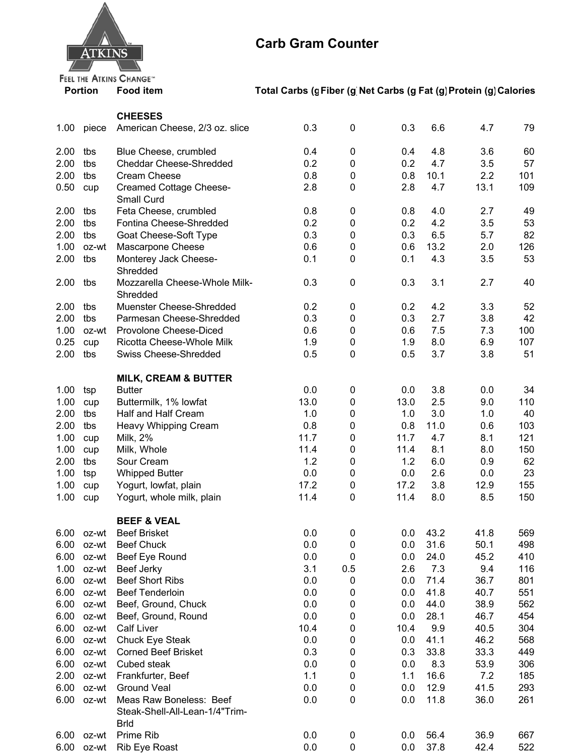ATKINS™

FEEL THE ATKINS CHANGE™

# Carb Gram Counter

| Portion | | Food item | Total Carbs (g | Fiber (g | Net Carbs (g | Fat (g) | Protein (g) | Calories |
|---|---|---|---|---|---|---|---|---|
| | | **CHEESES** | | | | | | |
| 1.00 | piece | American Cheese, 2/3 oz. slice | 0.3 | 0 | 0.3 | 6.6 | 4.7 | 79 |
| 2.00 | tbs | Blue Cheese, crumbled | 0.4 | 0 | 0.4 | 4.8 | 3.6 | 60 |
| 2.00 | tbs | Cheddar Cheese-Shredded | 0.2 | 0 | 0.2 | 4.7 | 3.5 | 57 |
| 2.00 | tbs | Cream Cheese | 0.8 | 0 | 0.8 | 10.1 | 2.2 | 101 |
| 0.50 | cup | Creamed Cottage Cheese-Small Curd | 2.8 | 0 | 2.8 | 4.7 | 13.1 | 109 |
| 2.00 | tbs | Feta Cheese, crumbled | 0.8 | 0 | 0.8 | 4.0 | 2.7 | 49 |
| 2.00 | tbs | Fontina Cheese-Shredded | 0.2 | 0 | 0.2 | 4.2 | 3.5 | 53 |
| 2.00 | tbs | Goat Cheese-Soft Type | 0.3 | 0 | 0.3 | 6.5 | 5.7 | 82 |
| 1.00 | oz-wt | Mascarpone Cheese | 0.6 | 0 | 0.6 | 13.2 | 2.0 | 126 |
| 2.00 | tbs | Monterey Jack Cheese-Shredded | 0.1 | 0 | 0.1 | 4.3 | 3.5 | 53 |
| 2.00 | tbs | Mozzarella Cheese-Whole Milk-Shredded | 0.3 | 0 | 0.3 | 3.1 | 2.7 | 40 |
| 2.00 | tbs | Muenster Cheese-Shredded | 0.2 | 0 | 0.2 | 4.2 | 3.3 | 52 |
| 2.00 | tbs | Parmesan Cheese-Shredded | 0.3 | 0 | 0.3 | 2.7 | 3.8 | 42 |
| 1.00 | oz-wt | Provolone Cheese-Diced | 0.6 | 0 | 0.6 | 7.5 | 7.3 | 100 |
| 0.25 | cup | Ricotta Cheese-Whole Milk | 1.9 | 0 | 1.9 | 8.0 | 6.9 | 107 |
| 2.00 | tbs | Swiss Cheese-Shredded | 0.5 | 0 | 0.5 | 3.7 | 3.8 | 51 |
| | | **MILK, CREAM & BUTTER** | | | | | | |
| 1.00 | tsp | Butter | 0.0 | 0 | 0.0 | 3.8 | 0.0 | 34 |
| 1.00 | cup | Buttermilk, 1% lowfat | 13.0 | 0 | 13.0 | 2.5 | 9.0 | 110 |
| 2.00 | tbs | Half and Half Cream | 1.0 | 0 | 1.0 | 3.0 | 1.0 | 40 |
| 2.00 | tbs | Heavy Whipping Cream | 0.8 | 0 | 0.8 | 11.0 | 0.6 | 103 |
| 1.00 | cup | Milk, 2% | 11.7 | 0 | 11.7 | 4.7 | 8.1 | 121 |
| 1.00 | cup | Milk, Whole | 11.4 | 0 | 11.4 | 8.1 | 8.0 | 150 |
| 2.00 | tbs | Sour Cream | 1.2 | 0 | 1.2 | 6.0 | 0.9 | 62 |
| 1.00 | tsp | Whipped Butter | 0.0 | 0 | 0.0 | 2.6 | 0.0 | 23 |
| 1.00 | cup | Yogurt, lowfat, plain | 17.2 | 0 | 17.2 | 3.8 | 12.9 | 155 |
| 1.00 | cup | Yogurt, whole milk, plain | 11.4 | 0 | 11.4 | 8.0 | 8.5 | 150 |
| | | **BEEF & VEAL** | | | | | | |
| 6.00 | oz-wt | Beef Brisket | 0.0 | 0 | 0.0 | 43.2 | 41.8 | 569 |
| 6.00 | oz-wt | Beef Chuck | 0.0 | 0 | 0.0 | 31.6 | 50.1 | 498 |
| 6.00 | oz-wt | Beef Eye Round | 0.0 | 0 | 0.0 | 24.0 | 45.2 | 410 |
| 1.00 | oz-wt | Beef Jerky | 3.1 | 0.5 | 2.6 | 7.3 | 9.4 | 116 |
| 6.00 | oz-wt | Beef Short Ribs | 0.0 | 0 | 0.0 | 71.4 | 36.7 | 801 |
| 6.00 | oz-wt | Beef Tenderloin | 0.0 | 0 | 0.0 | 41.8 | 40.7 | 551 |
| 6.00 | oz-wt | Beef, Ground, Chuck | 0.0 | 0 | 0.0 | 44.0 | 38.9 | 562 |
| 6.00 | oz-wt | Beef, Ground, Round | 0.0 | 0 | 0.0 | 28.1 | 46.7 | 454 |
| 6.00 | oz-wt | Calf Liver | 10.4 | 0 | 10.4 | 9.9 | 40.5 | 304 |
| 6.00 | oz-wt | Chuck Eye Steak | 0.0 | 0 | 0.0 | 41.1 | 46.2 | 568 |
| 6.00 | oz-wt | Corned Beef Brisket | 0.3 | 0 | 0.3 | 33.8 | 33.3 | 449 |
| 6.00 | oz-wt | Cubed steak | 0.0 | 0 | 0.0 | 8.3 | 53.9 | 306 |
| 2.00 | oz-wt | Frankfurter, Beef | 1.1 | 0 | 1.1 | 16.6 | 7.2 | 185 |
| 6.00 | oz-wt | Ground Veal | 0.0 | 0 | 0.0 | 12.9 | 41.5 | 293 |
| 6.00 | oz-wt | Meas Raw Boneless: Beef Steak-Shell-All-Lean-1/4"Trim-Brld | 0.0 | 0 | 0.0 | 11.8 | 36.0 | 261 |
| 6.00 | oz-wt | Prime Rib | 0.0 | 0 | 0.0 | 56.4 | 36.9 | 667 |
| 6.00 | oz-wt | Rib Eye Roast | 0.0 | 0 | 0.0 | 37.8 | 42.4 | 522 |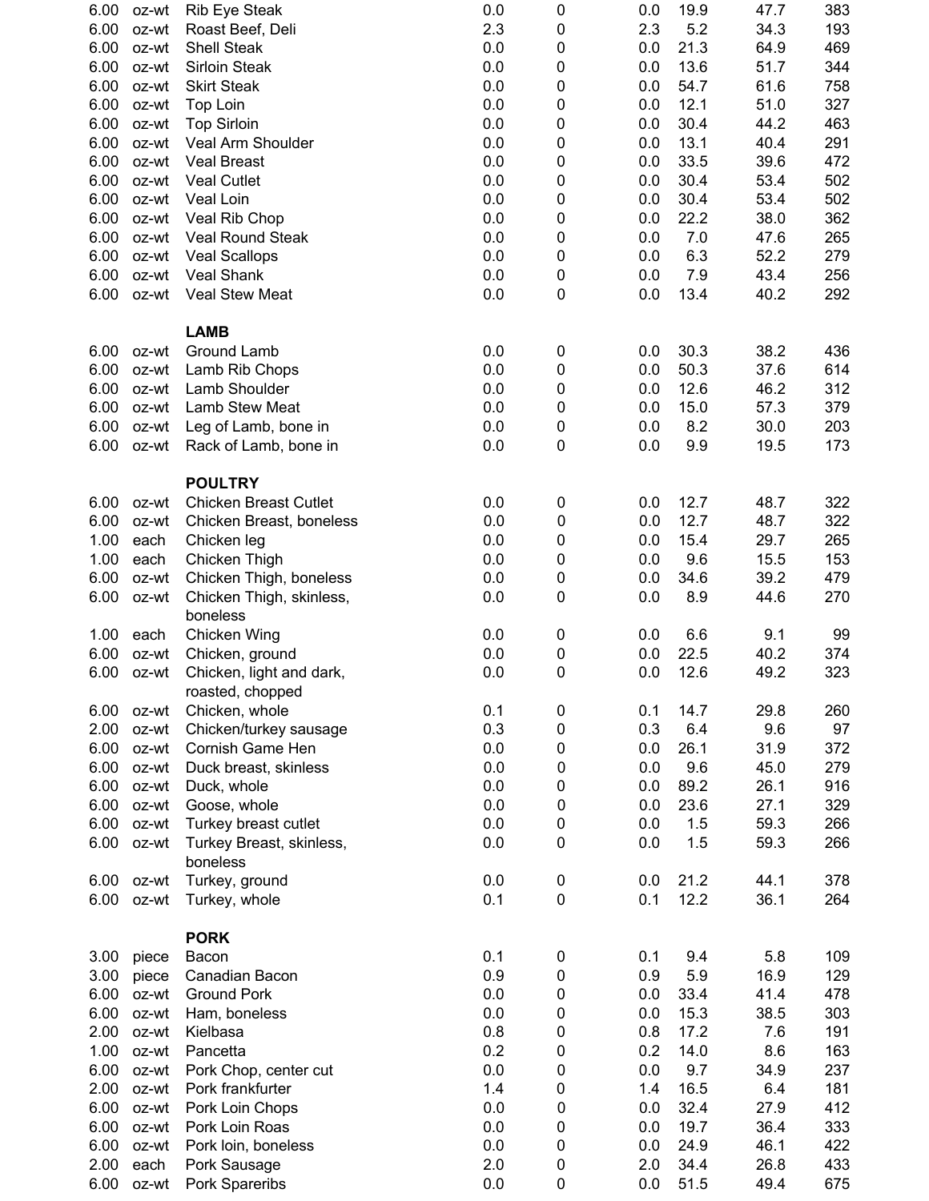| | | | | | | | | |
|---|---|---|---|---|---|---|---|---|
| 6.00 | oz-wt | Rib Eye Steak | 0.0 | 0 | 0.0 | 19.9 | 47.7 | 383 |
| 6.00 | oz-wt | Roast Beef, Deli | 2.3 | 0 | 2.3 | 5.2 | 34.3 | 193 |
| 6.00 | oz-wt | Shell Steak | 0.0 | 0 | 0.0 | 21.3 | 64.9 | 469 |
| 6.00 | oz-wt | Sirloin Steak | 0.0 | 0 | 0.0 | 13.6 | 51.7 | 344 |
| 6.00 | oz-wt | Skirt Steak | 0.0 | 0 | 0.0 | 54.7 | 61.6 | 758 |
| 6.00 | oz-wt | Top Loin | 0.0 | 0 | 0.0 | 12.1 | 51.0 | 327 |
| 6.00 | oz-wt | Top Sirloin | 0.0 | 0 | 0.0 | 30.4 | 44.2 | 463 |
| 6.00 | oz-wt | Veal Arm Shoulder | 0.0 | 0 | 0.0 | 13.1 | 40.4 | 291 |
| 6.00 | oz-wt | Veal Breast | 0.0 | 0 | 0.0 | 33.5 | 39.6 | 472 |
| 6.00 | oz-wt | Veal Cutlet | 0.0 | 0 | 0.0 | 30.4 | 53.4 | 502 |
| 6.00 | oz-wt | Veal Loin | 0.0 | 0 | 0.0 | 30.4 | 53.4 | 502 |
| 6.00 | oz-wt | Veal Rib Chop | 0.0 | 0 | 0.0 | 22.2 | 38.0 | 362 |
| 6.00 | oz-wt | Veal Round Steak | 0.0 | 0 | 0.0 | 7.0 | 47.6 | 265 |
| 6.00 | oz-wt | Veal Scallops | 0.0 | 0 | 0.0 | 6.3 | 52.2 | 279 |
| 6.00 | oz-wt | Veal Shank | 0.0 | 0 | 0.0 | 7.9 | 43.4 | 256 |
| 6.00 | oz-wt | Veal Stew Meat | 0.0 | 0 | 0.0 | 13.4 | 40.2 | 292 |
| | | **LAMB** | | | | | | |
| 6.00 | oz-wt | Ground Lamb | 0.0 | 0 | 0.0 | 30.3 | 38.2 | 436 |
| 6.00 | oz-wt | Lamb Rib Chops | 0.0 | 0 | 0.0 | 50.3 | 37.6 | 614 |
| 6.00 | oz-wt | Lamb Shoulder | 0.0 | 0 | 0.0 | 12.6 | 46.2 | 312 |
| 6.00 | oz-wt | Lamb Stew Meat | 0.0 | 0 | 0.0 | 15.0 | 57.3 | 379 |
| 6.00 | oz-wt | Leg of Lamb, bone in | 0.0 | 0 | 0.0 | 8.2 | 30.0 | 203 |
| 6.00 | oz-wt | Rack of Lamb, bone in | 0.0 | 0 | 0.0 | 9.9 | 19.5 | 173 |
| | | **POULTRY** | | | | | | |
| 6.00 | oz-wt | Chicken Breast Cutlet | 0.0 | 0 | 0.0 | 12.7 | 48.7 | 322 |
| 6.00 | oz-wt | Chicken Breast, boneless | 0.0 | 0 | 0.0 | 12.7 | 48.7 | 322 |
| 1.00 | each | Chicken leg | 0.0 | 0 | 0.0 | 15.4 | 29.7 | 265 |
| 1.00 | each | Chicken Thigh | 0.0 | 0 | 0.0 | 9.6 | 15.5 | 153 |
| 6.00 | oz-wt | Chicken Thigh, boneless | 0.0 | 0 | 0.0 | 34.6 | 39.2 | 479 |
| 6.00 | oz-wt | Chicken Thigh, skinless, boneless | 0.0 | 0 | 0.0 | 8.9 | 44.6 | 270 |
| 1.00 | each | Chicken Wing | 0.0 | 0 | 0.0 | 6.6 | 9.1 | 99 |
| 6.00 | oz-wt | Chicken, ground | 0.0 | 0 | 0.0 | 22.5 | 40.2 | 374 |
| 6.00 | oz-wt | Chicken, light and dark, roasted, chopped | 0.0 | 0 | 0.0 | 12.6 | 49.2 | 323 |
| 6.00 | oz-wt | Chicken, whole | 0.1 | 0 | 0.1 | 14.7 | 29.8 | 260 |
| 2.00 | oz-wt | Chicken/turkey sausage | 0.3 | 0 | 0.3 | 6.4 | 9.6 | 97 |
| 6.00 | oz-wt | Cornish Game Hen | 0.0 | 0 | 0.0 | 26.1 | 31.9 | 372 |
| 6.00 | oz-wt | Duck breast, skinless | 0.0 | 0 | 0.0 | 9.6 | 45.0 | 279 |
| 6.00 | oz-wt | Duck, whole | 0.0 | 0 | 0.0 | 89.2 | 26.1 | 916 |
| 6.00 | oz-wt | Goose, whole | 0.0 | 0 | 0.0 | 23.6 | 27.1 | 329 |
| 6.00 | oz-wt | Turkey breast cutlet | 0.0 | 0 | 0.0 | 1.5 | 59.3 | 266 |
| 6.00 | oz-wt | Turkey Breast, skinless, boneless | 0.0 | 0 | 0.0 | 1.5 | 59.3 | 266 |
| 6.00 | oz-wt | Turkey, ground | 0.0 | 0 | 0.0 | 21.2 | 44.1 | 378 |
| 6.00 | oz-wt | Turkey, whole | 0.1 | 0 | 0.1 | 12.2 | 36.1 | 264 |
| | | **PORK** | | | | | | |
| 3.00 | piece | Bacon | 0.1 | 0 | 0.1 | 9.4 | 5.8 | 109 |
| 3.00 | piece | Canadian Bacon | 0.9 | 0 | 0.9 | 5.9 | 16.9 | 129 |
| 6.00 | oz-wt | Ground Pork | 0.0 | 0 | 0.0 | 33.4 | 41.4 | 478 |
| 6.00 | oz-wt | Ham, boneless | 0.0 | 0 | 0.0 | 15.3 | 38.5 | 303 |
| 2.00 | oz-wt | Kielbasa | 0.8 | 0 | 0.8 | 17.2 | 7.6 | 191 |
| 1.00 | oz-wt | Pancetta | 0.2 | 0 | 0.2 | 14.0 | 8.6 | 163 |
| 6.00 | oz-wt | Pork Chop, center cut | 0.0 | 0 | 0.0 | 9.7 | 34.9 | 237 |
| 2.00 | oz-wt | Pork frankfurter | 1.4 | 0 | 1.4 | 16.5 | 6.4 | 181 |
| 6.00 | oz-wt | Pork Loin Chops | 0.0 | 0 | 0.0 | 32.4 | 27.9 | 412 |
| 6.00 | oz-wt | Pork Loin Roas | 0.0 | 0 | 0.0 | 19.7 | 36.4 | 333 |
| 6.00 | oz-wt | Pork loin, boneless | 0.0 | 0 | 0.0 | 24.9 | 46.1 | 422 |
| 2.00 | each | Pork Sausage | 2.0 | 0 | 2.0 | 34.4 | 26.8 | 433 |
| 6.00 | oz-wt | Pork Spareribs | 0.0 | 0 | 0.0 | 51.5 | 49.4 | 675 |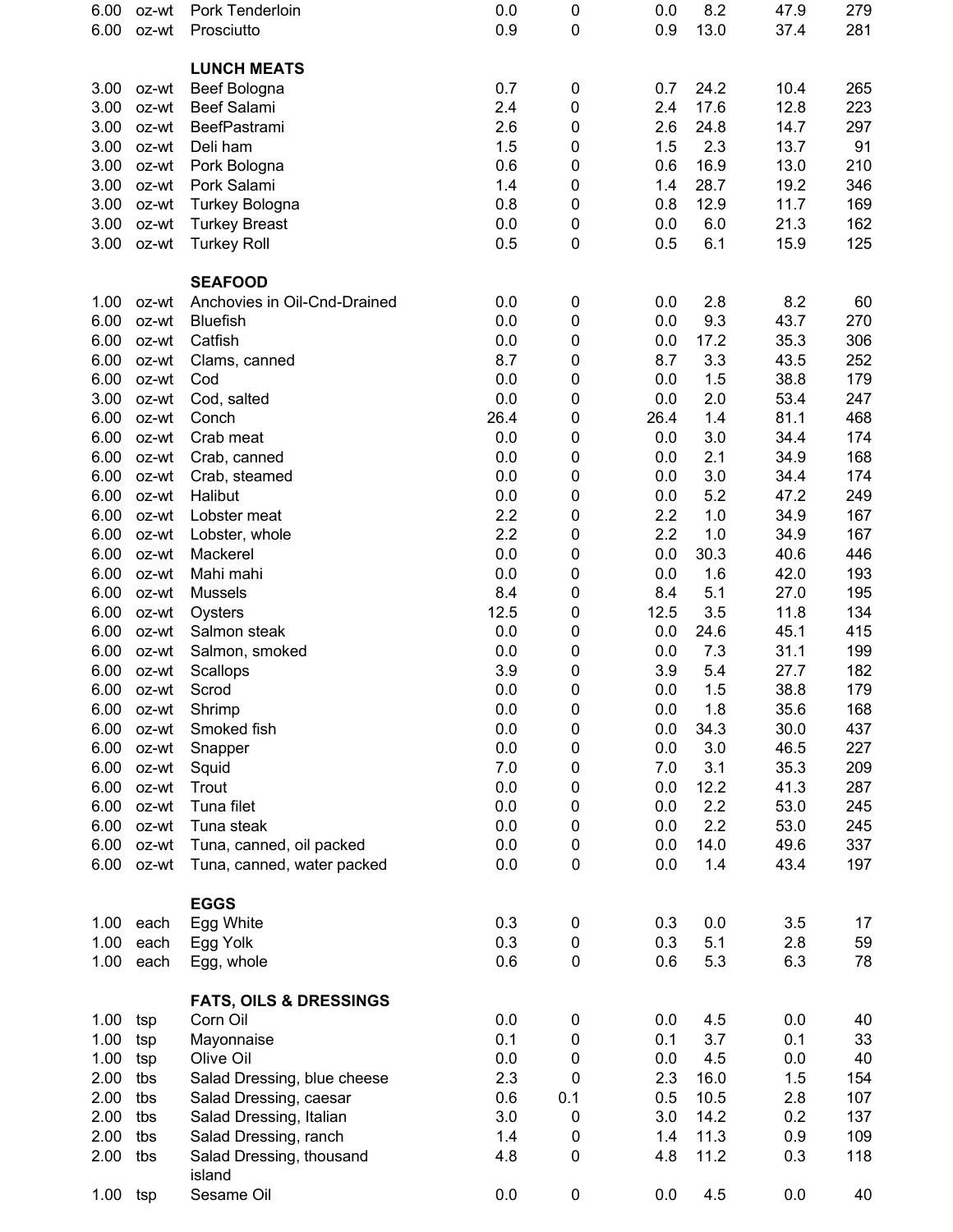| | | | | | | | | |
|---|---|---|---|---|---|---|---|---|
| 6.00 | oz-wt | Pork Tenderloin | 0.0 | 0 | 0.0 | 8.2 | 47.9 | 279 |
| 6.00 | oz-wt | Prosciutto | 0.9 | 0 | 0.9 | 13.0 | 37.4 | 281 |
| | | **LUNCH MEATS** | | | | | | |
| 3.00 | oz-wt | Beef Bologna | 0.7 | 0 | 0.7 | 24.2 | 10.4 | 265 |
| 3.00 | oz-wt | Beef Salami | 2.4 | 0 | 2.4 | 17.6 | 12.8 | 223 |
| 3.00 | oz-wt | BeefPastrami | 2.6 | 0 | 2.6 | 24.8 | 14.7 | 297 |
| 3.00 | oz-wt | Deli ham | 1.5 | 0 | 1.5 | 2.3 | 13.7 | 91 |
| 3.00 | oz-wt | Pork Bologna | 0.6 | 0 | 0.6 | 16.9 | 13.0 | 210 |
| 3.00 | oz-wt | Pork Salami | 1.4 | 0 | 1.4 | 28.7 | 19.2 | 346 |
| 3.00 | oz-wt | Turkey Bologna | 0.8 | 0 | 0.8 | 12.9 | 11.7 | 169 |
| 3.00 | oz-wt | Turkey Breast | 0.0 | 0 | 0.0 | 6.0 | 21.3 | 162 |
| 3.00 | oz-wt | Turkey Roll | 0.5 | 0 | 0.5 | 6.1 | 15.9 | 125 |
| | | **SEAFOOD** | | | | | | |
| 1.00 | oz-wt | Anchovies in Oil-Cnd-Drained | 0.0 | 0 | 0.0 | 2.8 | 8.2 | 60 |
| 6.00 | oz-wt | Bluefish | 0.0 | 0 | 0.0 | 9.3 | 43.7 | 270 |
| 6.00 | oz-wt | Catfish | 0.0 | 0 | 0.0 | 17.2 | 35.3 | 306 |
| 6.00 | oz-wt | Clams, canned | 8.7 | 0 | 8.7 | 3.3 | 43.5 | 252 |
| 6.00 | oz-wt | Cod | 0.0 | 0 | 0.0 | 1.5 | 38.8 | 179 |
| 3.00 | oz-wt | Cod, salted | 0.0 | 0 | 0.0 | 2.0 | 53.4 | 247 |
| 6.00 | oz-wt | Conch | 26.4 | 0 | 26.4 | 1.4 | 81.1 | 468 |
| 6.00 | oz-wt | Crab meat | 0.0 | 0 | 0.0 | 3.0 | 34.4 | 174 |
| 6.00 | oz-wt | Crab, canned | 0.0 | 0 | 0.0 | 2.1 | 34.9 | 168 |
| 6.00 | oz-wt | Crab, steamed | 0.0 | 0 | 0.0 | 3.0 | 34.4 | 174 |
| 6.00 | oz-wt | Halibut | 0.0 | 0 | 0.0 | 5.2 | 47.2 | 249 |
| 6.00 | oz-wt | Lobster meat | 2.2 | 0 | 2.2 | 1.0 | 34.9 | 167 |
| 6.00 | oz-wt | Lobster, whole | 2.2 | 0 | 2.2 | 1.0 | 34.9 | 167 |
| 6.00 | oz-wt | Mackerel | 0.0 | 0 | 0.0 | 30.3 | 40.6 | 446 |
| 6.00 | oz-wt | Mahi mahi | 0.0 | 0 | 0.0 | 1.6 | 42.0 | 193 |
| 6.00 | oz-wt | Mussels | 8.4 | 0 | 8.4 | 5.1 | 27.0 | 195 |
| 6.00 | oz-wt | Oysters | 12.5 | 0 | 12.5 | 3.5 | 11.8 | 134 |
| 6.00 | oz-wt | Salmon steak | 0.0 | 0 | 0.0 | 24.6 | 45.1 | 415 |
| 6.00 | oz-wt | Salmon, smoked | 0.0 | 0 | 0.0 | 7.3 | 31.1 | 199 |
| 6.00 | oz-wt | Scallops | 3.9 | 0 | 3.9 | 5.4 | 27.7 | 182 |
| 6.00 | oz-wt | Scrod | 0.0 | 0 | 0.0 | 1.5 | 38.8 | 179 |
| 6.00 | oz-wt | Shrimp | 0.0 | 0 | 0.0 | 1.8 | 35.6 | 168 |
| 6.00 | oz-wt | Smoked fish | 0.0 | 0 | 0.0 | 34.3 | 30.0 | 437 |
| 6.00 | oz-wt | Snapper | 0.0 | 0 | 0.0 | 3.0 | 46.5 | 227 |
| 6.00 | oz-wt | Squid | 7.0 | 0 | 7.0 | 3.1 | 35.3 | 209 |
| 6.00 | oz-wt | Trout | 0.0 | 0 | 0.0 | 12.2 | 41.3 | 287 |
| 6.00 | oz-wt | Tuna filet | 0.0 | 0 | 0.0 | 2.2 | 53.0 | 245 |
| 6.00 | oz-wt | Tuna steak | 0.0 | 0 | 0.0 | 2.2 | 53.0 | 245 |
| 6.00 | oz-wt | Tuna, canned, oil packed | 0.0 | 0 | 0.0 | 14.0 | 49.6 | 337 |
| 6.00 | oz-wt | Tuna, canned, water packed | 0.0 | 0 | 0.0 | 1.4 | 43.4 | 197 |
| | | **EGGS** | | | | | | |
| 1.00 | each | Egg White | 0.3 | 0 | 0.3 | 0.0 | 3.5 | 17 |
| 1.00 | each | Egg Yolk | 0.3 | 0 | 0.3 | 5.1 | 2.8 | 59 |
| 1.00 | each | Egg, whole | 0.6 | 0 | 0.6 | 5.3 | 6.3 | 78 |
| | | **FATS, OILS & DRESSINGS** | | | | | | |
| 1.00 | tsp | Corn Oil | 0.0 | 0 | 0.0 | 4.5 | 0.0 | 40 |
| 1.00 | tsp | Mayonnaise | 0.1 | 0 | 0.1 | 3.7 | 0.1 | 33 |
| 1.00 | tsp | Olive Oil | 0.0 | 0 | 0.0 | 4.5 | 0.0 | 40 |
| 2.00 | tbs | Salad Dressing, blue cheese | 2.3 | 0 | 2.3 | 16.0 | 1.5 | 154 |
| 2.00 | tbs | Salad Dressing, caesar | 0.6 | 0.1 | 0.5 | 10.5 | 2.8 | 107 |
| 2.00 | tbs | Salad Dressing, Italian | 3.0 | 0 | 3.0 | 14.2 | 0.2 | 137 |
| 2.00 | tbs | Salad Dressing, ranch | 1.4 | 0 | 1.4 | 11.3 | 0.9 | 109 |
| 2.00 | tbs | Salad Dressing, thousand island | 4.8 | 0 | 4.8 | 11.2 | 0.3 | 118 |
| 1.00 | tsp | Sesame Oil | 0.0 | 0 | 0.0 | 4.5 | 0.0 | 40 |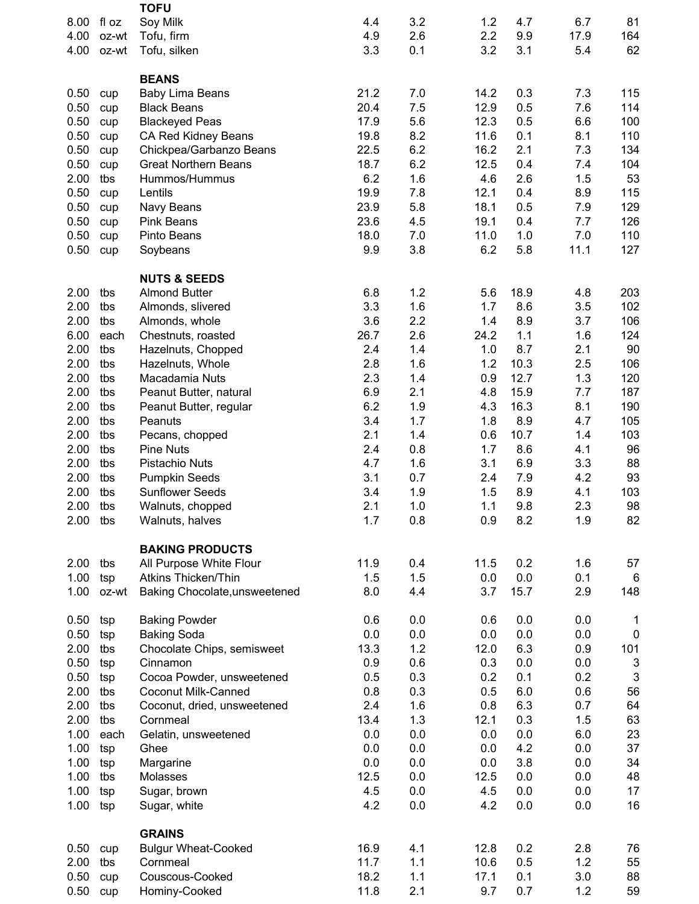| | | | | | | | | |
|---|---|---|---|---|---|---|---|---|
| | | **TOFU** | | | | | | |
| 8.00 | fl oz | Soy Milk | 4.4 | 3.2 | 1.2 | 4.7 | 6.7 | 81 |
| 4.00 | oz-wt | Tofu, firm | 4.9 | 2.6 | 2.2 | 9.9 | 17.9 | 164 |
| 4.00 | oz-wt | Tofu, silken | 3.3 | 0.1 | 3.2 | 3.1 | 5.4 | 62 |
| | | **BEANS** | | | | | | |
| 0.50 | cup | Baby Lima Beans | 21.2 | 7.0 | 14.2 | 0.3 | 7.3 | 115 |
| 0.50 | cup | Black Beans | 20.4 | 7.5 | 12.9 | 0.5 | 7.6 | 114 |
| 0.50 | cup | Blackeyed Peas | 17.9 | 5.6 | 12.3 | 0.5 | 6.6 | 100 |
| 0.50 | cup | CA Red Kidney Beans | 19.8 | 8.2 | 11.6 | 0.1 | 8.1 | 110 |
| 0.50 | cup | Chickpea/Garbanzo Beans | 22.5 | 6.2 | 16.2 | 2.1 | 7.3 | 134 |
| 0.50 | cup | Great Northern Beans | 18.7 | 6.2 | 12.5 | 0.4 | 7.4 | 104 |
| 2.00 | tbs | Hummos/Hummus | 6.2 | 1.6 | 4.6 | 2.6 | 1.5 | 53 |
| 0.50 | cup | Lentils | 19.9 | 7.8 | 12.1 | 0.4 | 8.9 | 115 |
| 0.50 | cup | Navy Beans | 23.9 | 5.8 | 18.1 | 0.5 | 7.9 | 129 |
| 0.50 | cup | Pink Beans | 23.6 | 4.5 | 19.1 | 0.4 | 7.7 | 126 |
| 0.50 | cup | Pinto Beans | 18.0 | 7.0 | 11.0 | 1.0 | 7.0 | 110 |
| 0.50 | cup | Soybeans | 9.9 | 3.8 | 6.2 | 5.8 | 11.1 | 127 |
| | | **NUTS & SEEDS** | | | | | | |
| 2.00 | tbs | Almond Butter | 6.8 | 1.2 | 5.6 | 18.9 | 4.8 | 203 |
| 2.00 | tbs | Almonds, slivered | 3.3 | 1.6 | 1.7 | 8.6 | 3.5 | 102 |
| 2.00 | tbs | Almonds, whole | 3.6 | 2.2 | 1.4 | 8.9 | 3.7 | 106 |
| 6.00 | each | Chestnuts, roasted | 26.7 | 2.6 | 24.2 | 1.1 | 1.6 | 124 |
| 2.00 | tbs | Hazelnuts, Chopped | 2.4 | 1.4 | 1.0 | 8.7 | 2.1 | 90 |
| 2.00 | tbs | Hazelnuts, Whole | 2.8 | 1.6 | 1.2 | 10.3 | 2.5 | 106 |
| 2.00 | tbs | Macadamia Nuts | 2.3 | 1.4 | 0.9 | 12.7 | 1.3 | 120 |
| 2.00 | tbs | Peanut Butter, natural | 6.9 | 2.1 | 4.8 | 15.9 | 7.7 | 187 |
| 2.00 | tbs | Peanut Butter, regular | 6.2 | 1.9 | 4.3 | 16.3 | 8.1 | 190 |
| 2.00 | tbs | Peanuts | 3.4 | 1.7 | 1.8 | 8.9 | 4.7 | 105 |
| 2.00 | tbs | Pecans, chopped | 2.1 | 1.4 | 0.6 | 10.7 | 1.4 | 103 |
| 2.00 | tbs | Pine Nuts | 2.4 | 0.8 | 1.7 | 8.6 | 4.1 | 96 |
| 2.00 | tbs | Pistachio Nuts | 4.7 | 1.6 | 3.1 | 6.9 | 3.3 | 88 |
| 2.00 | tbs | Pumpkin Seeds | 3.1 | 0.7 | 2.4 | 7.9 | 4.2 | 93 |
| 2.00 | tbs | Sunflower Seeds | 3.4 | 1.9 | 1.5 | 8.9 | 4.1 | 103 |
| 2.00 | tbs | Walnuts, chopped | 2.1 | 1.0 | 1.1 | 9.8 | 2.3 | 98 |
| 2.00 | tbs | Walnuts, halves | 1.7 | 0.8 | 0.9 | 8.2 | 1.9 | 82 |
| | | **BAKING PRODUCTS** | | | | | | |
| 2.00 | tbs | All Purpose White Flour | 11.9 | 0.4 | 11.5 | 0.2 | 1.6 | 57 |
| 1.00 | tsp | Atkins Thicken/Thin | 1.5 | 1.5 | 0.0 | 0.0 | 0.1 | 6 |
| 1.00 | oz-wt | Baking Chocolate,unsweetened | 8.0 | 4.4 | 3.7 | 15.7 | 2.9 | 148 |
| 0.50 | tsp | Baking Powder | 0.6 | 0.0 | 0.6 | 0.0 | 0.0 | 1 |
| 0.50 | tsp | Baking Soda | 0.0 | 0.0 | 0.0 | 0.0 | 0.0 | 0 |
| 2.00 | tbs | Chocolate Chips, semisweet | 13.3 | 1.2 | 12.0 | 6.3 | 0.9 | 101 |
| 0.50 | tsp | Cinnamon | 0.9 | 0.6 | 0.3 | 0.0 | 0.0 | 3 |
| 0.50 | tsp | Cocoa Powder, unsweetened | 0.5 | 0.3 | 0.2 | 0.1 | 0.2 | 3 |
| 2.00 | tbs | Coconut Milk-Canned | 0.8 | 0.3 | 0.5 | 6.0 | 0.6 | 56 |
| 2.00 | tbs | Coconut, dried, unsweetened | 2.4 | 1.6 | 0.8 | 6.3 | 0.7 | 64 |
| 2.00 | tbs | Cornmeal | 13.4 | 1.3 | 12.1 | 0.3 | 1.5 | 63 |
| 1.00 | each | Gelatin, unsweetened | 0.0 | 0.0 | 0.0 | 0.0 | 6.0 | 23 |
| 1.00 | tsp | Ghee | 0.0 | 0.0 | 0.0 | 4.2 | 0.0 | 37 |
| 1.00 | tsp | Margarine | 0.0 | 0.0 | 0.0 | 3.8 | 0.0 | 34 |
| 1.00 | tbs | Molasses | 12.5 | 0.0 | 12.5 | 0.0 | 0.0 | 48 |
| 1.00 | tsp | Sugar, brown | 4.5 | 0.0 | 4.5 | 0.0 | 0.0 | 17 |
| 1.00 | tsp | Sugar, white | 4.2 | 0.0 | 4.2 | 0.0 | 0.0 | 16 |
| | | **GRAINS** | | | | | | |
| 0.50 | cup | Bulgur Wheat-Cooked | 16.9 | 4.1 | 12.8 | 0.2 | 2.8 | 76 |
| 2.00 | tbs | Cornmeal | 11.7 | 1.1 | 10.6 | 0.5 | 1.2 | 55 |
| 0.50 | cup | Couscous-Cooked | 18.2 | 1.1 | 17.1 | 0.1 | 3.0 | 88 |
| 0.50 | cup | Hominy-Cooked | 11.8 | 2.1 | 9.7 | 0.7 | 1.2 | 59 |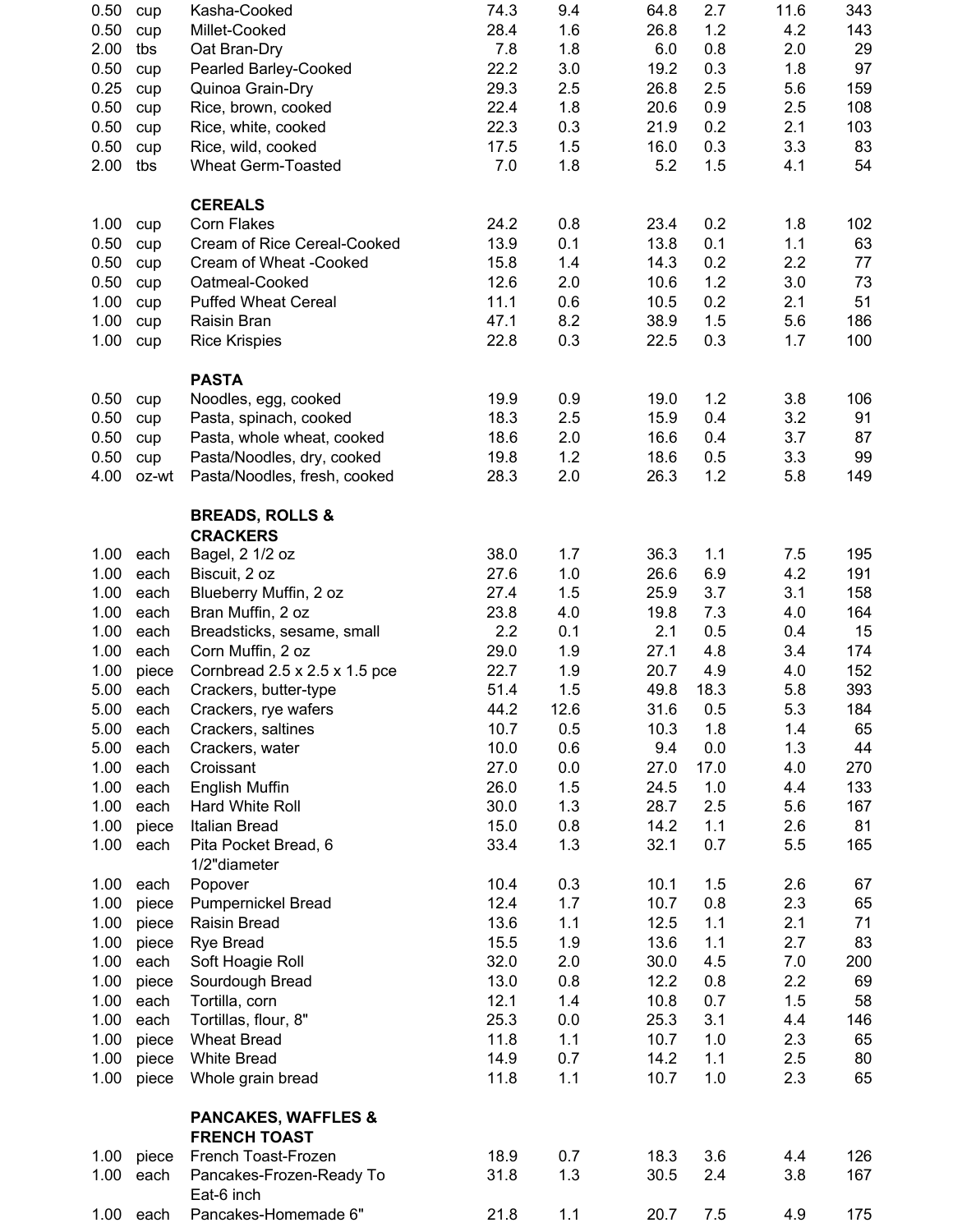| | | | | | | | | |
|---|---|---|---|---|---|---|---|---|
| 0.50 | cup | Kasha-Cooked | 74.3 | 9.4 | 64.8 | 2.7 | 11.6 | 343 |
| 0.50 | cup | Millet-Cooked | 28.4 | 1.6 | 26.8 | 1.2 | 4.2 | 143 |
| 2.00 | tbs | Oat Bran-Dry | 7.8 | 1.8 | 6.0 | 0.8 | 2.0 | 29 |
| 0.50 | cup | Pearled Barley-Cooked | 22.2 | 3.0 | 19.2 | 0.3 | 1.8 | 97 |
| 0.25 | cup | Quinoa Grain-Dry | 29.3 | 2.5 | 26.8 | 2.5 | 5.6 | 159 |
| 0.50 | cup | Rice, brown, cooked | 22.4 | 1.8 | 20.6 | 0.9 | 2.5 | 108 |
| 0.50 | cup | Rice, white, cooked | 22.3 | 0.3 | 21.9 | 0.2 | 2.1 | 103 |
| 0.50 | cup | Rice, wild, cooked | 17.5 | 1.5 | 16.0 | 0.3 | 3.3 | 83 |
| 2.00 | tbs | Wheat Germ-Toasted | 7.0 | 1.8 | 5.2 | 1.5 | 4.1 | 54 |
| | | **CEREALS** | | | | | | |
| 1.00 | cup | Corn Flakes | 24.2 | 0.8 | 23.4 | 0.2 | 1.8 | 102 |
| 0.50 | cup | Cream of Rice Cereal-Cooked | 13.9 | 0.1 | 13.8 | 0.1 | 1.1 | 63 |
| 0.50 | cup | Cream of Wheat -Cooked | 15.8 | 1.4 | 14.3 | 0.2 | 2.2 | 77 |
| 0.50 | cup | Oatmeal-Cooked | 12.6 | 2.0 | 10.6 | 1.2 | 3.0 | 73 |
| 1.00 | cup | Puffed Wheat Cereal | 11.1 | 0.6 | 10.5 | 0.2 | 2.1 | 51 |
| 1.00 | cup | Raisin Bran | 47.1 | 8.2 | 38.9 | 1.5 | 5.6 | 186 |
| 1.00 | cup | Rice Krispies | 22.8 | 0.3 | 22.5 | 0.3 | 1.7 | 100 |
| | | **PASTA** | | | | | | |
| 0.50 | cup | Noodles, egg, cooked | 19.9 | 0.9 | 19.0 | 1.2 | 3.8 | 106 |
| 0.50 | cup | Pasta, spinach, cooked | 18.3 | 2.5 | 15.9 | 0.4 | 3.2 | 91 |
| 0.50 | cup | Pasta, whole wheat, cooked | 18.6 | 2.0 | 16.6 | 0.4 | 3.7 | 87 |
| 0.50 | cup | Pasta/Noodles, dry, cooked | 19.8 | 1.2 | 18.6 | 0.5 | 3.3 | 99 |
| 4.00 | oz-wt | Pasta/Noodles, fresh, cooked | 28.3 | 2.0 | 26.3 | 1.2 | 5.8 | 149 |
| | | **BREADS, ROLLS & CRACKERS** | | | | | | |
| 1.00 | each | Bagel, 2 1/2 oz | 38.0 | 1.7 | 36.3 | 1.1 | 7.5 | 195 |
| 1.00 | each | Biscuit, 2 oz | 27.6 | 1.0 | 26.6 | 6.9 | 4.2 | 191 |
| 1.00 | each | Blueberry Muffin, 2 oz | 27.4 | 1.5 | 25.9 | 3.7 | 3.1 | 158 |
| 1.00 | each | Bran Muffin, 2 oz | 23.8 | 4.0 | 19.8 | 7.3 | 4.0 | 164 |
| 1.00 | each | Breadsticks, sesame, small | 2.2 | 0.1 | 2.1 | 0.5 | 0.4 | 15 |
| 1.00 | each | Corn Muffin, 2 oz | 29.0 | 1.9 | 27.1 | 4.8 | 3.4 | 174 |
| 1.00 | piece | Cornbread 2.5 x 2.5 x 1.5 pce | 22.7 | 1.9 | 20.7 | 4.9 | 4.0 | 152 |
| 5.00 | each | Crackers, butter-type | 51.4 | 1.5 | 49.8 | 18.3 | 5.8 | 393 |
| 5.00 | each | Crackers, rye wafers | 44.2 | 12.6 | 31.6 | 0.5 | 5.3 | 184 |
| 5.00 | each | Crackers, saltines | 10.7 | 0.5 | 10.3 | 1.8 | 1.4 | 65 |
| 5.00 | each | Crackers, water | 10.0 | 0.6 | 9.4 | 0.0 | 1.3 | 44 |
| 1.00 | each | Croissant | 27.0 | 0.0 | 27.0 | 17.0 | 4.0 | 270 |
| 1.00 | each | English Muffin | 26.0 | 1.5 | 24.5 | 1.0 | 4.4 | 133 |
| 1.00 | each | Hard White Roll | 30.0 | 1.3 | 28.7 | 2.5 | 5.6 | 167 |
| 1.00 | piece | Italian Bread | 15.0 | 0.8 | 14.2 | 1.1 | 2.6 | 81 |
| 1.00 | each | Pita Pocket Bread, 6 1/2"diameter | 33.4 | 1.3 | 32.1 | 0.7 | 5.5 | 165 |
| 1.00 | each | Popover | 10.4 | 0.3 | 10.1 | 1.5 | 2.6 | 67 |
| 1.00 | piece | Pumpernickel Bread | 12.4 | 1.7 | 10.7 | 0.8 | 2.3 | 65 |
| 1.00 | piece | Raisin Bread | 13.6 | 1.1 | 12.5 | 1.1 | 2.1 | 71 |
| 1.00 | piece | Rye Bread | 15.5 | 1.9 | 13.6 | 1.1 | 2.7 | 83 |
| 1.00 | each | Soft Hoagie Roll | 32.0 | 2.0 | 30.0 | 4.5 | 7.0 | 200 |
| 1.00 | piece | Sourdough Bread | 13.0 | 0.8 | 12.2 | 0.8 | 2.2 | 69 |
| 1.00 | each | Tortilla, corn | 12.1 | 1.4 | 10.8 | 0.7 | 1.5 | 58 |
| 1.00 | each | Tortillas, flour, 8" | 25.3 | 0.0 | 25.3 | 3.1 | 4.4 | 146 |
| 1.00 | piece | Wheat Bread | 11.8 | 1.1 | 10.7 | 1.0 | 2.3 | 65 |
| 1.00 | piece | White Bread | 14.9 | 0.7 | 14.2 | 1.1 | 2.5 | 80 |
| 1.00 | piece | Whole grain bread | 11.8 | 1.1 | 10.7 | 1.0 | 2.3 | 65 |
| | | **PANCAKES, WAFFLES & FRENCH TOAST** | | | | | | |
| 1.00 | piece | French Toast-Frozen | 18.9 | 0.7 | 18.3 | 3.6 | 4.4 | 126 |
| 1.00 | each | Pancakes-Frozen-Ready To Eat-6 inch | 31.8 | 1.3 | 30.5 | 2.4 | 3.8 | 167 |
| 1.00 | each | Pancakes-Homemade 6" | 21.8 | 1.1 | 20.7 | 7.5 | 4.9 | 175 |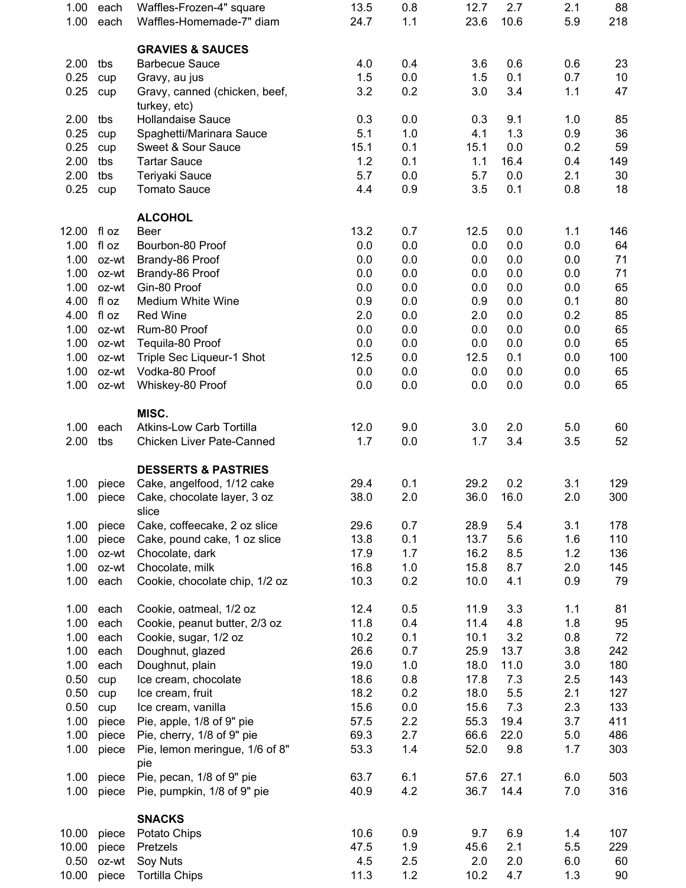| | | | | | | | | |
|---|---|---|---|---|---|---|---|---|
| 1.00 | each | Waffles-Frozen-4" square | 13.5 | 0.8 | 12.7 | 2.7 | 2.1 | 88 |
| 1.00 | each | Waffles-Homemade-7" diam | 24.7 | 1.1 | 23.6 | 10.6 | 5.9 | 218 |
| | | **GRAVIES & SAUCES** | | | | | | |
| 2.00 | tbs | Barbecue Sauce | 4.0 | 0.4 | 3.6 | 0.6 | 0.6 | 23 |
| 0.25 | cup | Gravy, au jus | 1.5 | 0.0 | 1.5 | 0.1 | 0.7 | 10 |
| 0.25 | cup | Gravy, canned (chicken, beef, turkey, etc) | 3.2 | 0.2 | 3.0 | 3.4 | 1.1 | 47 |
| 2.00 | tbs | Hollandaise Sauce | 0.3 | 0.0 | 0.3 | 9.1 | 1.0 | 85 |
| 0.25 | cup | Spaghetti/Marinara Sauce | 5.1 | 1.0 | 4.1 | 1.3 | 0.9 | 36 |
| 0.25 | cup | Sweet & Sour Sauce | 15.1 | 0.1 | 15.1 | 0.0 | 0.2 | 59 |
| 2.00 | tbs | Tartar Sauce | 1.2 | 0.1 | 1.1 | 16.4 | 0.4 | 149 |
| 2.00 | tbs | Teriyaki Sauce | 5.7 | 0.0 | 5.7 | 0.0 | 2.1 | 30 |
| 0.25 | cup | Tomato Sauce | 4.4 | 0.9 | 3.5 | 0.1 | 0.8 | 18 |
| | | **ALCOHOL** | | | | | | |
| 12.00 | fl oz | Beer | 13.2 | 0.7 | 12.5 | 0.0 | 1.1 | 146 |
| 1.00 | fl oz | Bourbon-80 Proof | 0.0 | 0.0 | 0.0 | 0.0 | 0.0 | 64 |
| 1.00 | oz-wt | Brandy-86 Proof | 0.0 | 0.0 | 0.0 | 0.0 | 0.0 | 71 |
| 1.00 | oz-wt | Brandy-86 Proof | 0.0 | 0.0 | 0.0 | 0.0 | 0.0 | 71 |
| 1.00 | oz-wt | Gin-80 Proof | 0.0 | 0.0 | 0.0 | 0.0 | 0.0 | 65 |
| 4.00 | fl oz | Medium White Wine | 0.9 | 0.0 | 0.9 | 0.0 | 0.1 | 80 |
| 4.00 | fl oz | Red Wine | 2.0 | 0.0 | 2.0 | 0.0 | 0.2 | 85 |
| 1.00 | oz-wt | Rum-80 Proof | 0.0 | 0.0 | 0.0 | 0.0 | 0.0 | 65 |
| 1.00 | oz-wt | Tequila-80 Proof | 0.0 | 0.0 | 0.0 | 0.0 | 0.0 | 65 |
| 1.00 | oz-wt | Triple Sec Liqueur-1 Shot | 12.5 | 0.0 | 12.5 | 0.1 | 0.0 | 100 |
| 1.00 | oz-wt | Vodka-80 Proof | 0.0 | 0.0 | 0.0 | 0.0 | 0.0 | 65 |
| 1.00 | oz-wt | Whiskey-80 Proof | 0.0 | 0.0 | 0.0 | 0.0 | 0.0 | 65 |
| | | **MISC.** | | | | | | |
| 1.00 | each | Atkins-Low Carb Tortilla | 12.0 | 9.0 | 3.0 | 2.0 | 5.0 | 60 |
| 2.00 | tbs | Chicken Liver Pate-Canned | 1.7 | 0.0 | 1.7 | 3.4 | 3.5 | 52 |
| | | **DESSERTS & PASTRIES** | | | | | | |
| 1.00 | piece | Cake, angelfood, 1/12 cake | 29.4 | 0.1 | 29.2 | 0.2 | 3.1 | 129 |
| 1.00 | piece | Cake, chocolate layer, 3 oz slice | 38.0 | 2.0 | 36.0 | 16.0 | 2.0 | 300 |
| 1.00 | piece | Cake, coffeecake, 2 oz slice | 29.6 | 0.7 | 28.9 | 5.4 | 3.1 | 178 |
| 1.00 | piece | Cake, pound cake, 1 oz slice | 13.8 | 0.1 | 13.7 | 5.6 | 1.6 | 110 |
| 1.00 | oz-wt | Chocolate, dark | 17.9 | 1.7 | 16.2 | 8.5 | 1.2 | 136 |
| 1.00 | oz-wt | Chocolate, milk | 16.8 | 1.0 | 15.8 | 8.7 | 2.0 | 145 |
| 1.00 | each | Cookie, chocolate chip, 1/2 oz | 10.3 | 0.2 | 10.0 | 4.1 | 0.9 | 79 |
| 1.00 | each | Cookie, oatmeal, 1/2 oz | 12.4 | 0.5 | 11.9 | 3.3 | 1.1 | 81 |
| 1.00 | each | Cookie, peanut butter, 2/3 oz | 11.8 | 0.4 | 11.4 | 4.8 | 1.8 | 95 |
| 1.00 | each | Cookie, sugar, 1/2 oz | 10.2 | 0.1 | 10.1 | 3.2 | 0.8 | 72 |
| 1.00 | each | Doughnut, glazed | 26.6 | 0.7 | 25.9 | 13.7 | 3.8 | 242 |
| 1.00 | each | Doughnut, plain | 19.0 | 1.0 | 18.0 | 11.0 | 3.0 | 180 |
| 0.50 | cup | Ice cream, chocolate | 18.6 | 0.8 | 17.8 | 7.3 | 2.5 | 143 |
| 0.50 | cup | Ice cream, fruit | 18.2 | 0.2 | 18.0 | 5.5 | 2.1 | 127 |
| 0.50 | cup | Ice cream, vanilla | 15.6 | 0.0 | 15.6 | 7.3 | 2.3 | 133 |
| 1.00 | piece | Pie, apple, 1/8 of 9" pie | 57.5 | 2.2 | 55.3 | 19.4 | 3.7 | 411 |
| 1.00 | piece | Pie, cherry, 1/8 of 9" pie | 69.3 | 2.7 | 66.6 | 22.0 | 5.0 | 486 |
| 1.00 | piece | Pie, lemon meringue, 1/6 of 8" pie | 53.3 | 1.4 | 52.0 | 9.8 | 1.7 | 303 |
| 1.00 | piece | Pie, pecan, 1/8 of 9" pie | 63.7 | 6.1 | 57.6 | 27.1 | 6.0 | 503 |
| 1.00 | piece | Pie, pumpkin, 1/8 of 9" pie | 40.9 | 4.2 | 36.7 | 14.4 | 7.0 | 316 |
| | | **SNACKS** | | | | | | |
| 10.00 | piece | Potato Chips | 10.6 | 0.9 | 9.7 | 6.9 | 1.4 | 107 |
| 10.00 | piece | Pretzels | 47.5 | 1.9 | 45.6 | 2.1 | 5.5 | 229 |
| 0.50 | oz-wt | Soy Nuts | 4.5 | 2.5 | 2.0 | 2.0 | 6.0 | 60 |
| 10.00 | piece | Tortilla Chips | 11.3 | 1.2 | 10.2 | 4.7 | 1.3 | 90 |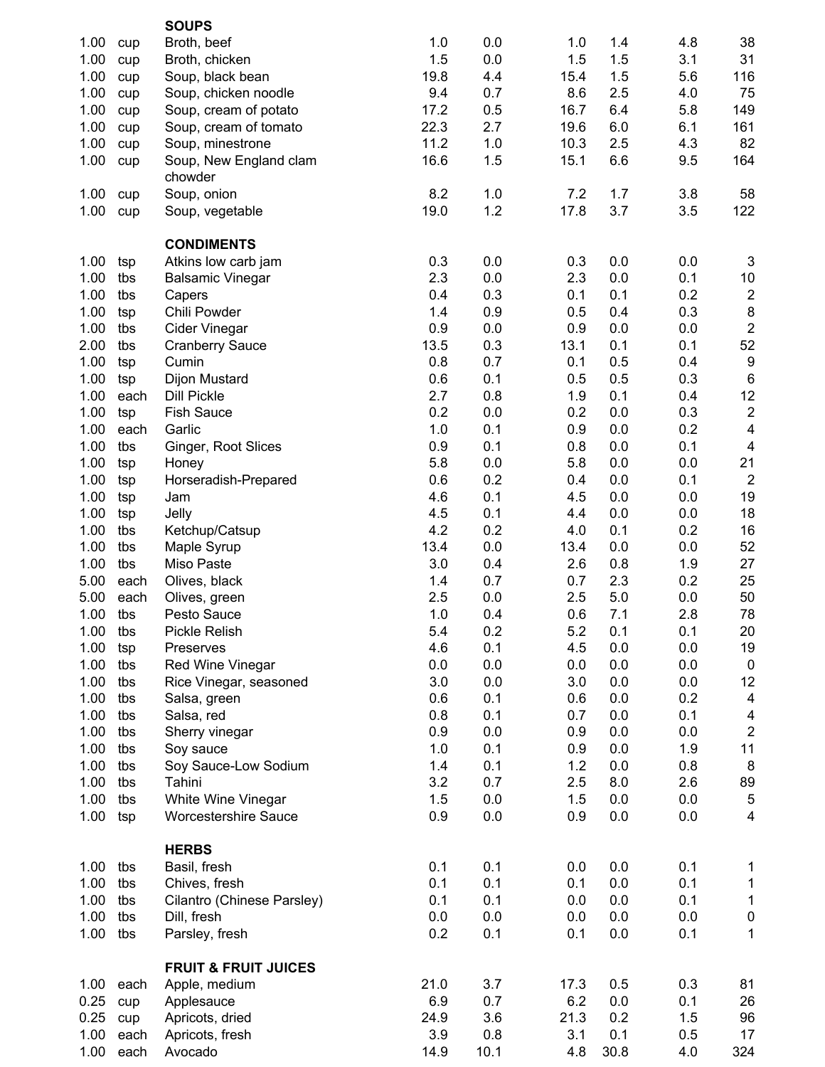| | | | | | | | | |
|---|---|---|---|---|---|---|---|---|
| | | **SOUPS** | | | | | | |
| 1.00 | cup | Broth, beef | 1.0 | 0.0 | 1.0 | 1.4 | 4.8 | 38 |
| 1.00 | cup | Broth, chicken | 1.5 | 0.0 | 1.5 | 1.5 | 3.1 | 31 |
| 1.00 | cup | Soup, black bean | 19.8 | 4.4 | 15.4 | 1.5 | 5.6 | 116 |
| 1.00 | cup | Soup, chicken noodle | 9.4 | 0.7 | 8.6 | 2.5 | 4.0 | 75 |
| 1.00 | cup | Soup, cream of potato | 17.2 | 0.5 | 16.7 | 6.4 | 5.8 | 149 |
| 1.00 | cup | Soup, cream of tomato | 22.3 | 2.7 | 19.6 | 6.0 | 6.1 | 161 |
| 1.00 | cup | Soup, minestrone | 11.2 | 1.0 | 10.3 | 2.5 | 4.3 | 82 |
| 1.00 | cup | Soup, New England clam chowder | 16.6 | 1.5 | 15.1 | 6.6 | 9.5 | 164 |
| 1.00 | cup | Soup, onion | 8.2 | 1.0 | 7.2 | 1.7 | 3.8 | 58 |
| 1.00 | cup | Soup, vegetable | 19.0 | 1.2 | 17.8 | 3.7 | 3.5 | 122 |
| | | **CONDIMENTS** | | | | | | |
| 1.00 | tsp | Atkins low carb jam | 0.3 | 0.0 | 0.3 | 0.0 | 0.0 | 3 |
| 1.00 | tbs | Balsamic Vinegar | 2.3 | 0.0 | 2.3 | 0.0 | 0.1 | 10 |
| 1.00 | tbs | Capers | 0.4 | 0.3 | 0.1 | 0.1 | 0.2 | 2 |
| 1.00 | tsp | Chili Powder | 1.4 | 0.9 | 0.5 | 0.4 | 0.3 | 8 |
| 1.00 | tbs | Cider Vinegar | 0.9 | 0.0 | 0.9 | 0.0 | 0.0 | 2 |
| 2.00 | tbs | Cranberry Sauce | 13.5 | 0.3 | 13.1 | 0.1 | 0.1 | 52 |
| 1.00 | tsp | Cumin | 0.8 | 0.7 | 0.1 | 0.5 | 0.4 | 9 |
| 1.00 | tsp | Dijon Mustard | 0.6 | 0.1 | 0.5 | 0.5 | 0.3 | 6 |
| 1.00 | each | Dill Pickle | 2.7 | 0.8 | 1.9 | 0.1 | 0.4 | 12 |
| 1.00 | tsp | Fish Sauce | 0.2 | 0.0 | 0.2 | 0.0 | 0.3 | 2 |
| 1.00 | each | Garlic | 1.0 | 0.1 | 0.9 | 0.0 | 0.2 | 4 |
| 1.00 | tbs | Ginger, Root Slices | 0.9 | 0.1 | 0.8 | 0.0 | 0.1 | 4 |
| 1.00 | tsp | Honey | 5.8 | 0.0 | 5.8 | 0.0 | 0.0 | 21 |
| 1.00 | tsp | Horseradish-Prepared | 0.6 | 0.2 | 0.4 | 0.0 | 0.1 | 2 |
| 1.00 | tsp | Jam | 4.6 | 0.1 | 4.5 | 0.0 | 0.0 | 19 |
| 1.00 | tsp | Jelly | 4.5 | 0.1 | 4.4 | 0.0 | 0.0 | 18 |
| 1.00 | tbs | Ketchup/Catsup | 4.2 | 0.2 | 4.0 | 0.1 | 0.2 | 16 |
| 1.00 | tbs | Maple Syrup | 13.4 | 0.0 | 13.4 | 0.0 | 0.0 | 52 |
| 1.00 | tbs | Miso Paste | 3.0 | 0.4 | 2.6 | 0.8 | 1.9 | 27 |
| 5.00 | each | Olives, black | 1.4 | 0.7 | 0.7 | 2.3 | 0.2 | 25 |
| 5.00 | each | Olives, green | 2.5 | 0.0 | 2.5 | 5.0 | 0.0 | 50 |
| 1.00 | tbs | Pesto Sauce | 1.0 | 0.4 | 0.6 | 7.1 | 2.8 | 78 |
| 1.00 | tbs | Pickle Relish | 5.4 | 0.2 | 5.2 | 0.1 | 0.1 | 20 |
| 1.00 | tsp | Preserves | 4.6 | 0.1 | 4.5 | 0.0 | 0.0 | 19 |
| 1.00 | tbs | Red Wine Vinegar | 0.0 | 0.0 | 0.0 | 0.0 | 0.0 | 0 |
| 1.00 | tbs | Rice Vinegar, seasoned | 3.0 | 0.0 | 3.0 | 0.0 | 0.0 | 12 |
| 1.00 | tbs | Salsa, green | 0.6 | 0.1 | 0.6 | 0.0 | 0.2 | 4 |
| 1.00 | tbs | Salsa, red | 0.8 | 0.1 | 0.7 | 0.0 | 0.1 | 4 |
| 1.00 | tbs | Sherry vinegar | 0.9 | 0.0 | 0.9 | 0.0 | 0.0 | 2 |
| 1.00 | tbs | Soy sauce | 1.0 | 0.1 | 0.9 | 0.0 | 1.9 | 11 |
| 1.00 | tbs | Soy Sauce-Low Sodium | 1.4 | 0.1 | 1.2 | 0.0 | 0.8 | 8 |
| 1.00 | tbs | Tahini | 3.2 | 0.7 | 2.5 | 8.0 | 2.6 | 89 |
| 1.00 | tbs | White Wine Vinegar | 1.5 | 0.0 | 1.5 | 0.0 | 0.0 | 5 |
| 1.00 | tsp | Worcestershire Sauce | 0.9 | 0.0 | 0.9 | 0.0 | 0.0 | 4 |
| | | **HERBS** | | | | | | |
| 1.00 | tbs | Basil, fresh | 0.1 | 0.1 | 0.0 | 0.0 | 0.1 | 1 |
| 1.00 | tbs | Chives, fresh | 0.1 | 0.1 | 0.1 | 0.0 | 0.1 | 1 |
| 1.00 | tbs | Cilantro (Chinese Parsley) | 0.1 | 0.1 | 0.0 | 0.0 | 0.1 | 1 |
| 1.00 | tbs | Dill, fresh | 0.0 | 0.0 | 0.0 | 0.0 | 0.0 | 0 |
| 1.00 | tbs | Parsley, fresh | 0.2 | 0.1 | 0.1 | 0.0 | 0.1 | 1 |
| | | **FRUIT & FRUIT JUICES** | | | | | | |
| 1.00 | each | Apple, medium | 21.0 | 3.7 | 17.3 | 0.5 | 0.3 | 81 |
| 0.25 | cup | Applesauce | 6.9 | 0.7 | 6.2 | 0.0 | 0.1 | 26 |
| 0.25 | cup | Apricots, dried | 24.9 | 3.6 | 21.3 | 0.2 | 1.5 | 96 |
| 1.00 | each | Apricots, fresh | 3.9 | 0.8 | 3.1 | 0.1 | 0.5 | 17 |
| 1.00 | each | Avocado | 14.9 | 10.1 | 4.8 | 30.8 | 4.0 | 324 |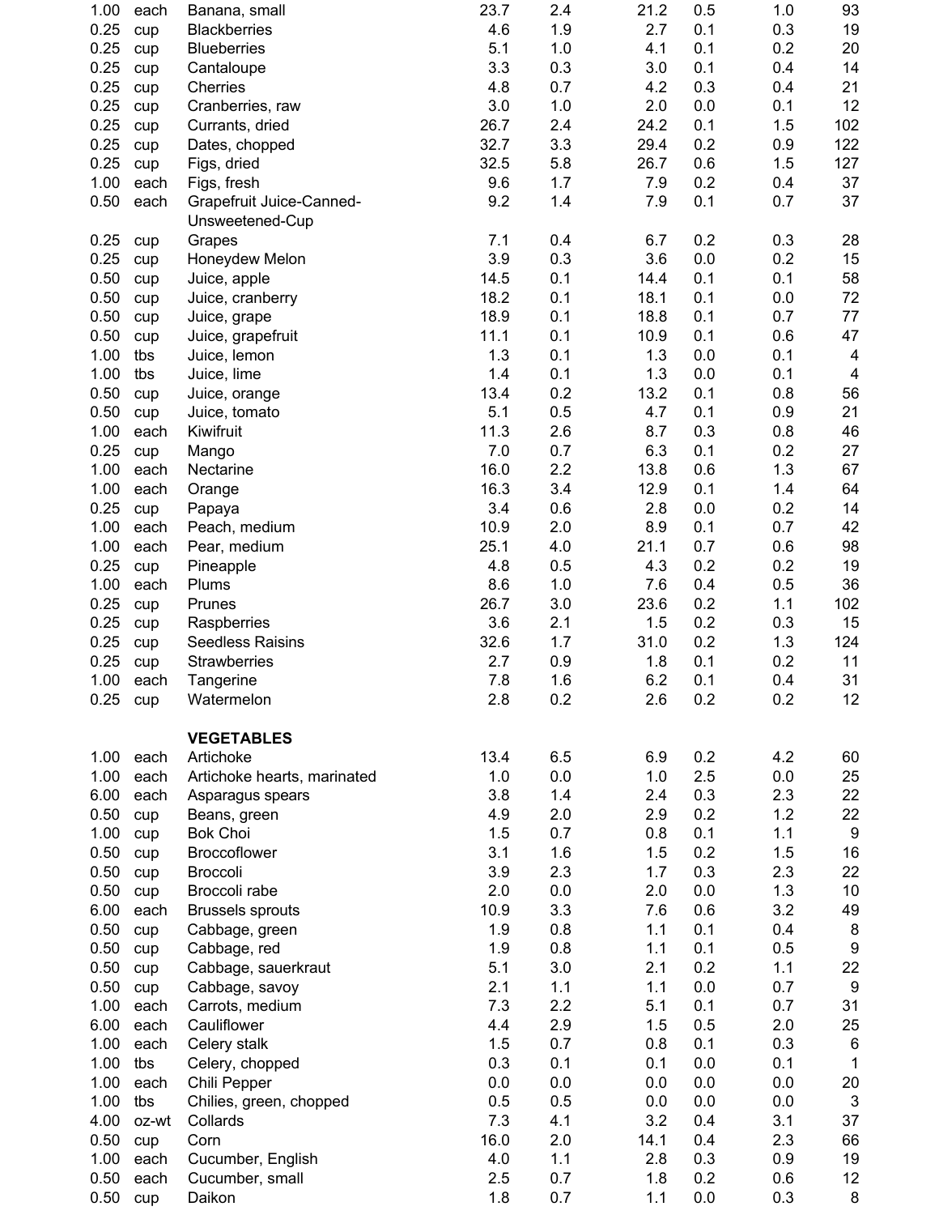| | | | | | | | | |
|---|---|---|---|---|---|---|---|---|
| 1.00 | each | Banana, small | 23.7 | 2.4 | 21.2 | 0.5 | 1.0 | 93 |
| 0.25 | cup | Blackberries | 4.6 | 1.9 | 2.7 | 0.1 | 0.3 | 19 |
| 0.25 | cup | Blueberries | 5.1 | 1.0 | 4.1 | 0.1 | 0.2 | 20 |
| 0.25 | cup | Cantaloupe | 3.3 | 0.3 | 3.0 | 0.1 | 0.4 | 14 |
| 0.25 | cup | Cherries | 4.8 | 0.7 | 4.2 | 0.3 | 0.4 | 21 |
| 0.25 | cup | Cranberries, raw | 3.0 | 1.0 | 2.0 | 0.0 | 0.1 | 12 |
| 0.25 | cup | Currants, dried | 26.7 | 2.4 | 24.2 | 0.1 | 1.5 | 102 |
| 0.25 | cup | Dates, chopped | 32.7 | 3.3 | 29.4 | 0.2 | 0.9 | 122 |
| 0.25 | cup | Figs, dried | 32.5 | 5.8 | 26.7 | 0.6 | 1.5 | 127 |
| 1.00 | each | Figs, fresh | 9.6 | 1.7 | 7.9 | 0.2 | 0.4 | 37 |
| 0.50 | each | Grapefruit Juice-Canned-Unsweetened-Cup | 9.2 | 1.4 | 7.9 | 0.1 | 0.7 | 37 |
| 0.25 | cup | Grapes | 7.1 | 0.4 | 6.7 | 0.2 | 0.3 | 28 |
| 0.25 | cup | Honeydew Melon | 3.9 | 0.3 | 3.6 | 0.0 | 0.2 | 15 |
| 0.50 | cup | Juice, apple | 14.5 | 0.1 | 14.4 | 0.1 | 0.1 | 58 |
| 0.50 | cup | Juice, cranberry | 18.2 | 0.1 | 18.1 | 0.1 | 0.0 | 72 |
| 0.50 | cup | Juice, grape | 18.9 | 0.1 | 18.8 | 0.1 | 0.7 | 77 |
| 0.50 | cup | Juice, grapefruit | 11.1 | 0.1 | 10.9 | 0.1 | 0.6 | 47 |
| 1.00 | tbs | Juice, lemon | 1.3 | 0.1 | 1.3 | 0.0 | 0.1 | 4 |
| 1.00 | tbs | Juice, lime | 1.4 | 0.1 | 1.3 | 0.0 | 0.1 | 4 |
| 0.50 | cup | Juice, orange | 13.4 | 0.2 | 13.2 | 0.1 | 0.8 | 56 |
| 0.50 | cup | Juice, tomato | 5.1 | 0.5 | 4.7 | 0.1 | 0.9 | 21 |
| 1.00 | each | Kiwifruit | 11.3 | 2.6 | 8.7 | 0.3 | 0.8 | 46 |
| 0.25 | cup | Mango | 7.0 | 0.7 | 6.3 | 0.1 | 0.2 | 27 |
| 1.00 | each | Nectarine | 16.0 | 2.2 | 13.8 | 0.6 | 1.3 | 67 |
| 1.00 | each | Orange | 16.3 | 3.4 | 12.9 | 0.1 | 1.4 | 64 |
| 0.25 | cup | Papaya | 3.4 | 0.6 | 2.8 | 0.0 | 0.2 | 14 |
| 1.00 | each | Peach, medium | 10.9 | 2.0 | 8.9 | 0.1 | 0.7 | 42 |
| 1.00 | each | Pear, medium | 25.1 | 4.0 | 21.1 | 0.7 | 0.6 | 98 |
| 0.25 | cup | Pineapple | 4.8 | 0.5 | 4.3 | 0.2 | 0.2 | 19 |
| 1.00 | each | Plums | 8.6 | 1.0 | 7.6 | 0.4 | 0.5 | 36 |
| 0.25 | cup | Prunes | 26.7 | 3.0 | 23.6 | 0.2 | 1.1 | 102 |
| 0.25 | cup | Raspberries | 3.6 | 2.1 | 1.5 | 0.2 | 0.3 | 15 |
| 0.25 | cup | Seedless Raisins | 32.6 | 1.7 | 31.0 | 0.2 | 1.3 | 124 |
| 0.25 | cup | Strawberries | 2.7 | 0.9 | 1.8 | 0.1 | 0.2 | 11 |
| 1.00 | each | Tangerine | 7.8 | 1.6 | 6.2 | 0.1 | 0.4 | 31 |
| 0.25 | cup | Watermelon | 2.8 | 0.2 | 2.6 | 0.2 | 0.2 | 12 |
| | | **VEGETABLES** | | | | | | |
| 1.00 | each | Artichoke | 13.4 | 6.5 | 6.9 | 0.2 | 4.2 | 60 |
| 1.00 | each | Artichoke hearts, marinated | 1.0 | 0.0 | 1.0 | 2.5 | 0.0 | 25 |
| 6.00 | each | Asparagus spears | 3.8 | 1.4 | 2.4 | 0.3 | 2.3 | 22 |
| 0.50 | cup | Beans, green | 4.9 | 2.0 | 2.9 | 0.2 | 1.2 | 22 |
| 1.00 | cup | Bok Choi | 1.5 | 0.7 | 0.8 | 0.1 | 1.1 | 9 |
| 0.50 | cup | Broccoflower | 3.1 | 1.6 | 1.5 | 0.2 | 1.5 | 16 |
| 0.50 | cup | Broccoli | 3.9 | 2.3 | 1.7 | 0.3 | 2.3 | 22 |
| 0.50 | cup | Broccoli rabe | 2.0 | 0.0 | 2.0 | 0.0 | 1.3 | 10 |
| 6.00 | each | Brussels sprouts | 10.9 | 3.3 | 7.6 | 0.6 | 3.2 | 49 |
| 0.50 | cup | Cabbage, green | 1.9 | 0.8 | 1.1 | 0.1 | 0.4 | 8 |
| 0.50 | cup | Cabbage, red | 1.9 | 0.8 | 1.1 | 0.1 | 0.5 | 9 |
| 0.50 | cup | Cabbage, sauerkraut | 5.1 | 3.0 | 2.1 | 0.2 | 1.1 | 22 |
| 0.50 | cup | Cabbage, savoy | 2.1 | 1.1 | 1.1 | 0.0 | 0.7 | 9 |
| 1.00 | each | Carrots, medium | 7.3 | 2.2 | 5.1 | 0.1 | 0.7 | 31 |
| 6.00 | each | Cauliflower | 4.4 | 2.9 | 1.5 | 0.5 | 2.0 | 25 |
| 1.00 | each | Celery stalk | 1.5 | 0.7 | 0.8 | 0.1 | 0.3 | 6 |
| 1.00 | tbs | Celery, chopped | 0.3 | 0.1 | 0.1 | 0.0 | 0.1 | 1 |
| 1.00 | each | Chili Pepper | 0.0 | 0.0 | 0.0 | 0.0 | 0.0 | 20 |
| 1.00 | tbs | Chilies, green, chopped | 0.5 | 0.5 | 0.0 | 0.0 | 0.0 | 3 |
| 4.00 | oz-wt | Collards | 7.3 | 4.1 | 3.2 | 0.4 | 3.1 | 37 |
| 0.50 | cup | Corn | 16.0 | 2.0 | 14.1 | 0.4 | 2.3 | 66 |
| 1.00 | each | Cucumber, English | 4.0 | 1.1 | 2.8 | 0.3 | 0.9 | 19 |
| 0.50 | each | Cucumber, small | 2.5 | 0.7 | 1.8 | 0.2 | 0.6 | 12 |
| 0.50 | cup | Daikon | 1.8 | 0.7 | 1.1 | 0.0 | 0.3 | 8 |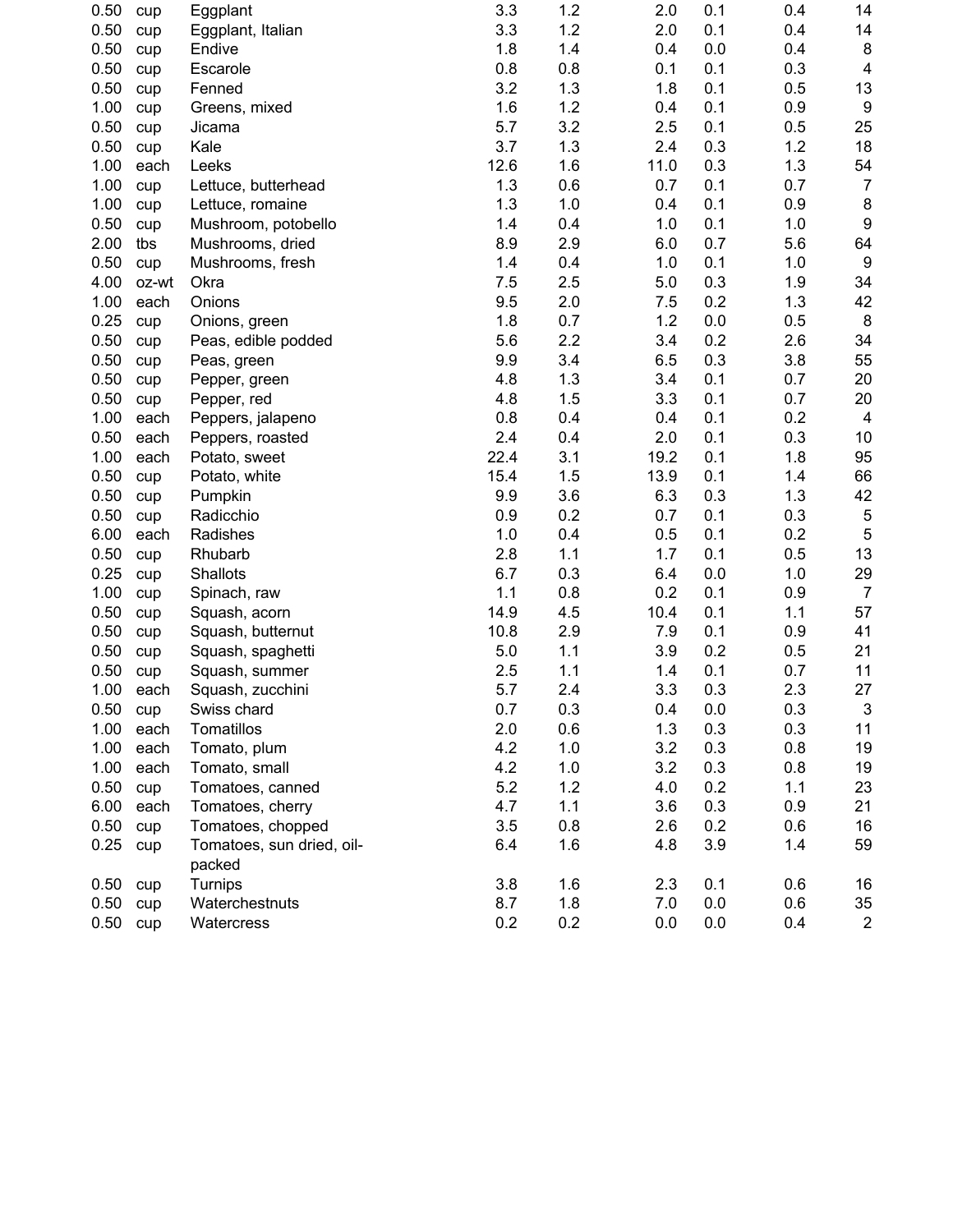| | | | | | | | | |
|---|---|---|---|---|---|---|---|---|
| 0.50 | cup | Eggplant | 3.3 | 1.2 | 2.0 | 0.1 | 0.4 | 14 |
| 0.50 | cup | Eggplant, Italian | 3.3 | 1.2 | 2.0 | 0.1 | 0.4 | 14 |
| 0.50 | cup | Endive | 1.8 | 1.4 | 0.4 | 0.0 | 0.4 | 8 |
| 0.50 | cup | Escarole | 0.8 | 0.8 | 0.1 | 0.1 | 0.3 | 4 |
| 0.50 | cup | Fenned | 3.2 | 1.3 | 1.8 | 0.1 | 0.5 | 13 |
| 1.00 | cup | Greens, mixed | 1.6 | 1.2 | 0.4 | 0.1 | 0.9 | 9 |
| 0.50 | cup | Jicama | 5.7 | 3.2 | 2.5 | 0.1 | 0.5 | 25 |
| 0.50 | cup | Kale | 3.7 | 1.3 | 2.4 | 0.3 | 1.2 | 18 |
| 1.00 | each | Leeks | 12.6 | 1.6 | 11.0 | 0.3 | 1.3 | 54 |
| 1.00 | cup | Lettuce, butterhead | 1.3 | 0.6 | 0.7 | 0.1 | 0.7 | 7 |
| 1.00 | cup | Lettuce, romaine | 1.3 | 1.0 | 0.4 | 0.1 | 0.9 | 8 |
| 0.50 | cup | Mushroom, potobello | 1.4 | 0.4 | 1.0 | 0.1 | 1.0 | 9 |
| 2.00 | tbs | Mushrooms, dried | 8.9 | 2.9 | 6.0 | 0.7 | 5.6 | 64 |
| 0.50 | cup | Mushrooms, fresh | 1.4 | 0.4 | 1.0 | 0.1 | 1.0 | 9 |
| 4.00 | oz-wt | Okra | 7.5 | 2.5 | 5.0 | 0.3 | 1.9 | 34 |
| 1.00 | each | Onions | 9.5 | 2.0 | 7.5 | 0.2 | 1.3 | 42 |
| 0.25 | cup | Onions, green | 1.8 | 0.7 | 1.2 | 0.0 | 0.5 | 8 |
| 0.50 | cup | Peas, edible podded | 5.6 | 2.2 | 3.4 | 0.2 | 2.6 | 34 |
| 0.50 | cup | Peas, green | 9.9 | 3.4 | 6.5 | 0.3 | 3.8 | 55 |
| 0.50 | cup | Pepper, green | 4.8 | 1.3 | 3.4 | 0.1 | 0.7 | 20 |
| 0.50 | cup | Pepper, red | 4.8 | 1.5 | 3.3 | 0.1 | 0.7 | 20 |
| 1.00 | each | Peppers, jalapeno | 0.8 | 0.4 | 0.4 | 0.1 | 0.2 | 4 |
| 0.50 | each | Peppers, roasted | 2.4 | 0.4 | 2.0 | 0.1 | 0.3 | 10 |
| 1.00 | each | Potato, sweet | 22.4 | 3.1 | 19.2 | 0.1 | 1.8 | 95 |
| 0.50 | cup | Potato, white | 15.4 | 1.5 | 13.9 | 0.1 | 1.4 | 66 |
| 0.50 | cup | Pumpkin | 9.9 | 3.6 | 6.3 | 0.3 | 1.3 | 42 |
| 0.50 | cup | Radicchio | 0.9 | 0.2 | 0.7 | 0.1 | 0.3 | 5 |
| 6.00 | each | Radishes | 1.0 | 0.4 | 0.5 | 0.1 | 0.2 | 5 |
| 0.50 | cup | Rhubarb | 2.8 | 1.1 | 1.7 | 0.1 | 0.5 | 13 |
| 0.25 | cup | Shallots | 6.7 | 0.3 | 6.4 | 0.0 | 1.0 | 29 |
| 1.00 | cup | Spinach, raw | 1.1 | 0.8 | 0.2 | 0.1 | 0.9 | 7 |
| 0.50 | cup | Squash, acorn | 14.9 | 4.5 | 10.4 | 0.1 | 1.1 | 57 |
| 0.50 | cup | Squash, butternut | 10.8 | 2.9 | 7.9 | 0.1 | 0.9 | 41 |
| 0.50 | cup | Squash, spaghetti | 5.0 | 1.1 | 3.9 | 0.2 | 0.5 | 21 |
| 0.50 | cup | Squash, summer | 2.5 | 1.1 | 1.4 | 0.1 | 0.7 | 11 |
| 1.00 | each | Squash, zucchini | 5.7 | 2.4 | 3.3 | 0.3 | 2.3 | 27 |
| 0.50 | cup | Swiss chard | 0.7 | 0.3 | 0.4 | 0.0 | 0.3 | 3 |
| 1.00 | each | Tomatillos | 2.0 | 0.6 | 1.3 | 0.3 | 0.3 | 11 |
| 1.00 | each | Tomato, plum | 4.2 | 1.0 | 3.2 | 0.3 | 0.8 | 19 |
| 1.00 | each | Tomato, small | 4.2 | 1.0 | 3.2 | 0.3 | 0.8 | 19 |
| 0.50 | cup | Tomatoes, canned | 5.2 | 1.2 | 4.0 | 0.2 | 1.1 | 23 |
| 6.00 | each | Tomatoes, cherry | 4.7 | 1.1 | 3.6 | 0.3 | 0.9 | 21 |
| 0.50 | cup | Tomatoes, chopped | 3.5 | 0.8 | 2.6 | 0.2 | 0.6 | 16 |
| 0.25 | cup | Tomatoes, sun dried, oil-packed | 6.4 | 1.6 | 4.8 | 3.9 | 1.4 | 59 |
| 0.50 | cup | Turnips | 3.8 | 1.6 | 2.3 | 0.1 | 0.6 | 16 |
| 0.50 | cup | Waterchestnuts | 8.7 | 1.8 | 7.0 | 0.0 | 0.6 | 35 |
| 0.50 | cup | Watercress | 0.2 | 0.2 | 0.0 | 0.0 | 0.4 | 2 |